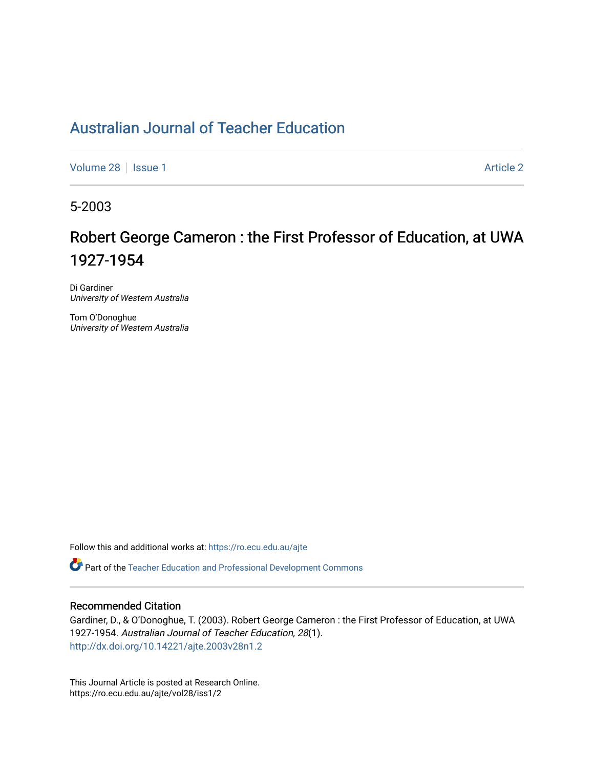# Australian Journal of Teacher Education

Volume 28 | Issue 1 Article 2

5-2003

## Robert George Cameron : the First Professor of Education, at UWA 1927-1954

Di Gardiner
*University of Western Australia*

Tom O'Donoghue
*University of Western Australia*

Follow this and additional works at: https://ro.ecu.edu.au/ajte

Part of the Teacher Education and Professional Development Commons

### Recommended Citation

Gardiner, D., & O'Donoghue, T. (2003). Robert George Cameron : the First Professor of Education, at UWA 1927-1954. *Australian Journal of Teacher Education, 28*(1).
http://dx.doi.org/10.14221/ajte.2003v28n1.2

This Journal Article is posted at Research Online.
https://ro.ecu.edu.au/ajte/vol28/iss1/2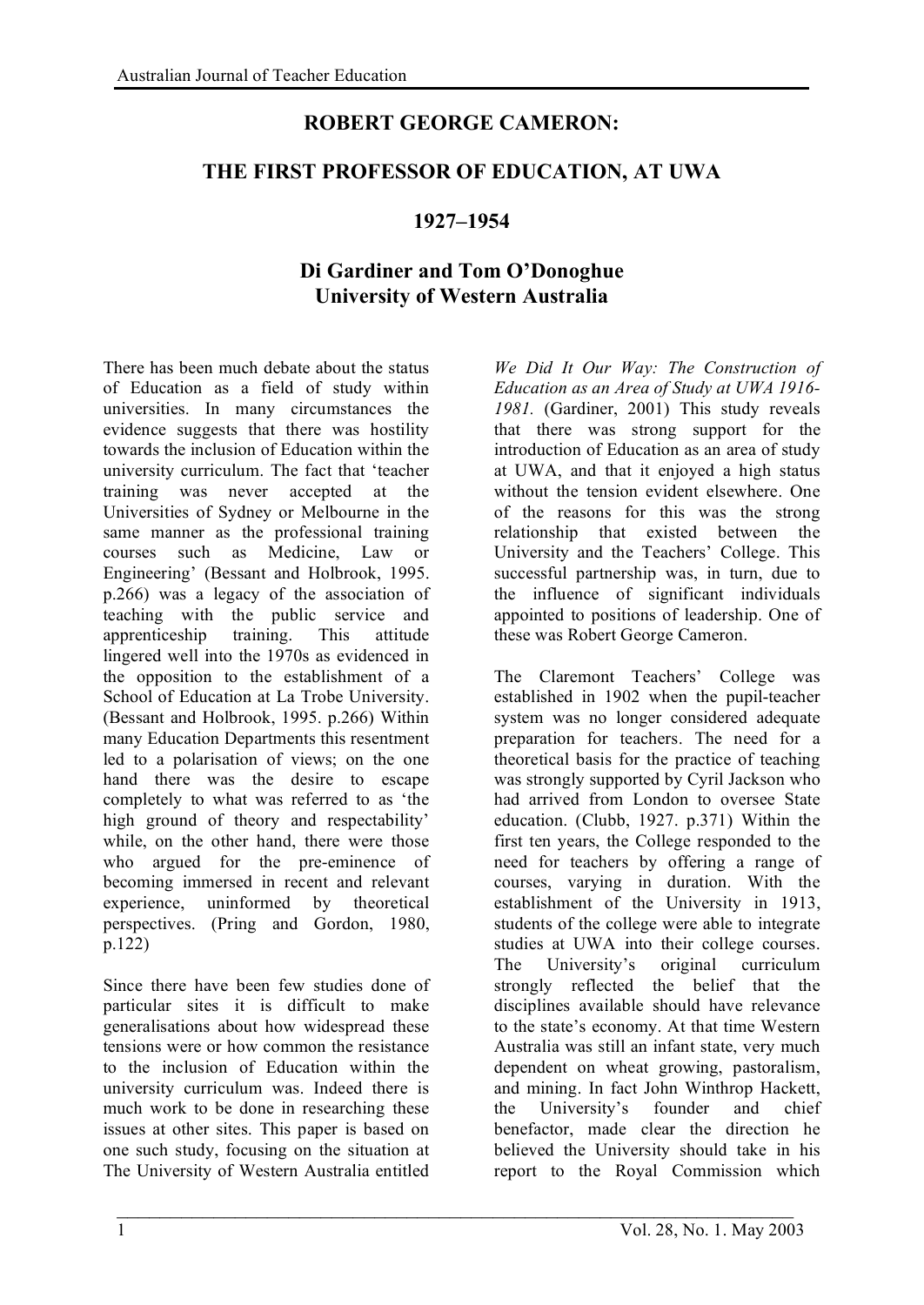# ROBERT GEORGE CAMERON:

# THE FIRST PROFESSOR OF EDUCATION, AT UWA

# 1927–1954

## Di Gardiner and Tom O'Donoghue
## University of Western Australia

There has been much debate about the status of Education as a field of study within universities. In many circumstances the evidence suggests that there was hostility towards the inclusion of Education within the university curriculum. The fact that 'teacher training was never accepted at the Universities of Sydney or Melbourne in the same manner as the professional training courses such as Medicine, Law or Engineering' (Bessant and Holbrook, 1995. p.266) was a legacy of the association of teaching with the public service and apprenticeship training. This attitude lingered well into the 1970s as evidenced in the opposition to the establishment of a School of Education at La Trobe University. (Bessant and Holbrook, 1995. p.266) Within many Education Departments this resentment led to a polarisation of views; on the one hand there was the desire to escape completely to what was referred to as 'the high ground of theory and respectability' while, on the other hand, there were those who argued for the pre-eminence of becoming immersed in recent and relevant experience, uninformed by theoretical perspectives. (Pring and Gordon, 1980, p.122)

Since there have been few studies done of particular sites it is difficult to make generalisations about how widespread these tensions were or how common the resistance to the inclusion of Education within the university curriculum was. Indeed there is much work to be done in researching these issues at other sites. This paper is based on one such study, focusing on the situation at The University of Western Australia entitled *We Did It Our Way: The Construction of Education as an Area of Study at UWA 1916-1981.* (Gardiner, 2001) This study reveals that there was strong support for the introduction of Education as an area of study at UWA, and that it enjoyed a high status without the tension evident elsewhere. One of the reasons for this was the strong relationship that existed between the University and the Teachers' College. This successful partnership was, in turn, due to the influence of significant individuals appointed to positions of leadership. One of these was Robert George Cameron.

The Claremont Teachers' College was established in 1902 when the pupil-teacher system was no longer considered adequate preparation for teachers. The need for a theoretical basis for the practice of teaching was strongly supported by Cyril Jackson who had arrived from London to oversee State education. (Clubb, 1927. p.371) Within the first ten years, the College responded to the need for teachers by offering a range of courses, varying in duration. With the establishment of the University in 1913, students of the college were able to integrate studies at UWA into their college courses. The University's original curriculum strongly reflected the belief that the disciplines available should have relevance to the state's economy. At that time Western Australia was still an infant state, very much dependent on wheat growing, pastoralism, and mining. In fact John Winthrop Hackett, the University's founder and chief benefactor, made clear the direction he believed the University should take in his report to the Royal Commission which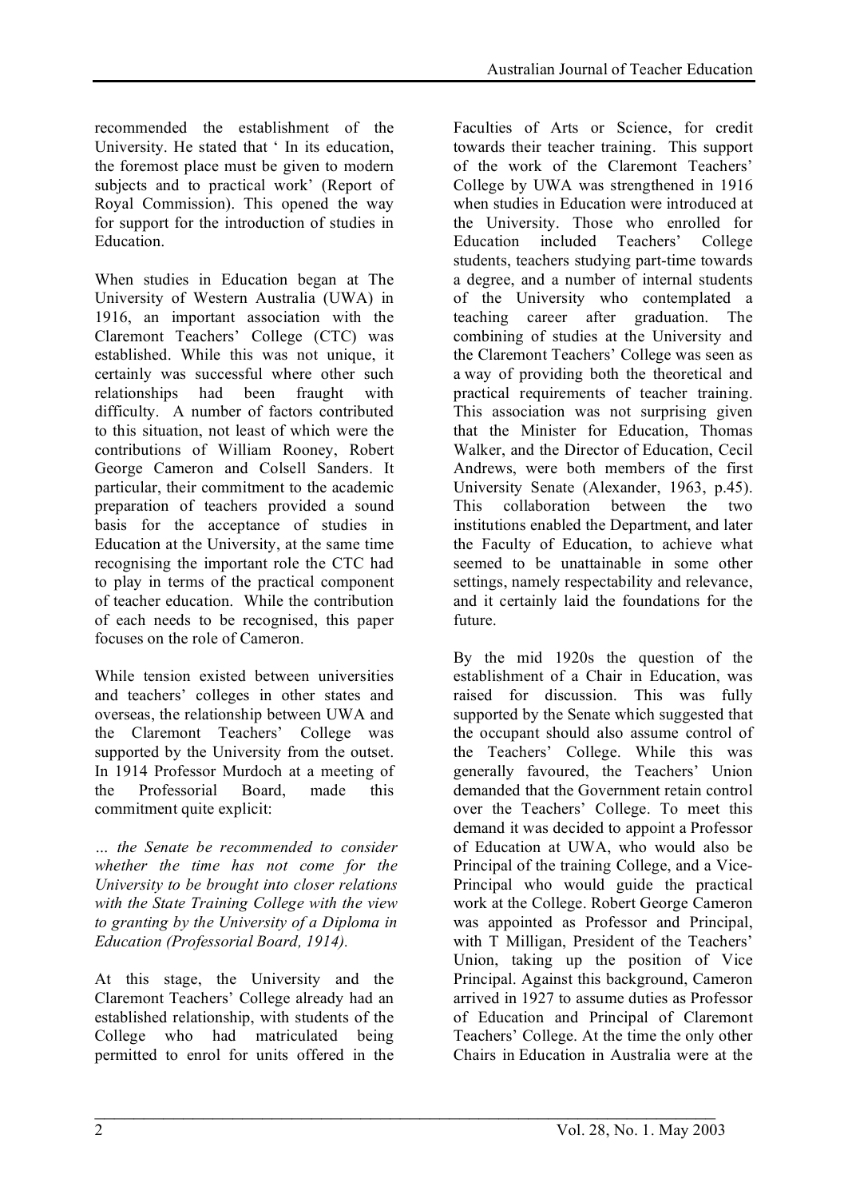recommended the establishment of the University. He stated that ' In its education, the foremost place must be given to modern subjects and to practical work' (Report of Royal Commission). This opened the way for support for the introduction of studies in Education.

When studies in Education began at The University of Western Australia (UWA) in 1916, an important association with the Claremont Teachers' College (CTC) was established. While this was not unique, it certainly was successful where other such relationships had been fraught with difficulty. A number of factors contributed to this situation, not least of which were the contributions of William Rooney, Robert George Cameron and Colsell Sanders. It particular, their commitment to the academic preparation of teachers provided a sound basis for the acceptance of studies in Education at the University, at the same time recognising the important role the CTC had to play in terms of the practical component of teacher education. While the contribution of each needs to be recognised, this paper focuses on the role of Cameron.

While tension existed between universities and teachers' colleges in other states and overseas, the relationship between UWA and the Claremont Teachers' College was supported by the University from the outset. In 1914 Professor Murdoch at a meeting of the Professorial Board, made this commitment quite explicit:

*… the Senate be recommended to consider whether the time has not come for the University to be brought into closer relations with the State Training College with the view to granting by the University of a Diploma in Education (Professorial Board, 1914).*

At this stage, the University and the Claremont Teachers' College already had an established relationship, with students of the College who had matriculated being permitted to enrol for units offered in the Faculties of Arts or Science, for credit towards their teacher training. This support of the work of the Claremont Teachers' College by UWA was strengthened in 1916 when studies in Education were introduced at the University. Those who enrolled for Education included Teachers' College students, teachers studying part-time towards a degree, and a number of internal students of the University who contemplated a teaching career after graduation. The combining of studies at the University and the Claremont Teachers' College was seen as a way of providing both the theoretical and practical requirements of teacher training. This association was not surprising given that the Minister for Education, Thomas Walker, and the Director of Education, Cecil Andrews, were both members of the first University Senate (Alexander, 1963, p.45). This collaboration between the two institutions enabled the Department, and later the Faculty of Education, to achieve what seemed to be unattainable in some other settings, namely respectability and relevance, and it certainly laid the foundations for the future.

By the mid 1920s the question of the establishment of a Chair in Education, was raised for discussion. This was fully supported by the Senate which suggested that the occupant should also assume control of the Teachers' College. While this was generally favoured, the Teachers' Union demanded that the Government retain control over the Teachers' College. To meet this demand it was decided to appoint a Professor of Education at UWA, who would also be Principal of the training College, and a Vice-Principal who would guide the practical work at the College. Robert George Cameron was appointed as Professor and Principal, with T Milligan, President of the Teachers' Union, taking up the position of Vice Principal. Against this background, Cameron arrived in 1927 to assume duties as Professor of Education and Principal of Claremont Teachers' College. At the time the only other Chairs in Education in Australia were at the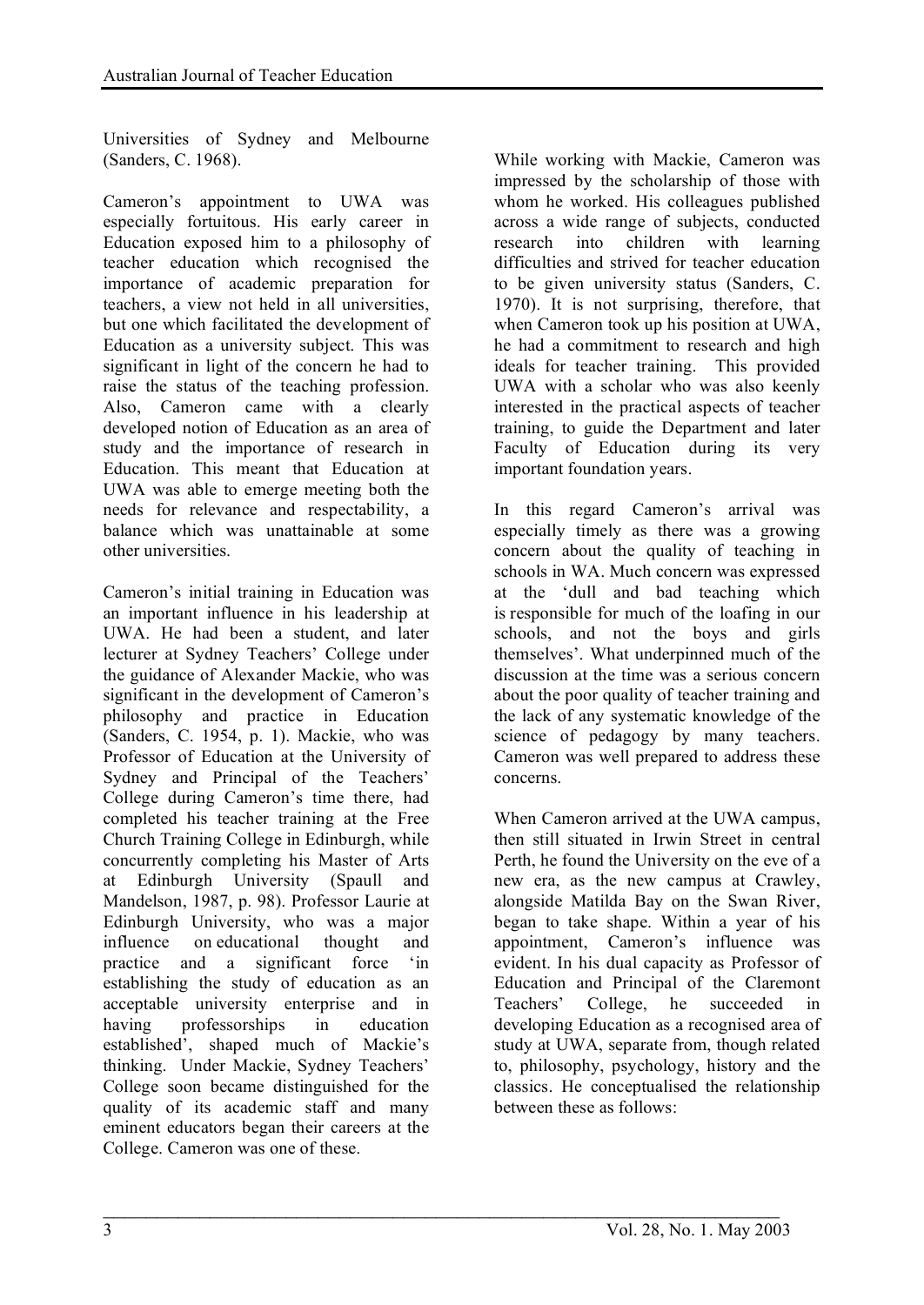Universities of Sydney and Melbourne (Sanders, C. 1968).

Cameron's appointment to UWA was especially fortuitous. His early career in Education exposed him to a philosophy of teacher education which recognised the importance of academic preparation for teachers, a view not held in all universities, but one which facilitated the development of Education as a university subject. This was significant in light of the concern he had to raise the status of the teaching profession. Also, Cameron came with a clearly developed notion of Education as an area of study and the importance of research in Education. This meant that Education at UWA was able to emerge meeting both the needs for relevance and respectability, a balance which was unattainable at some other universities.

Cameron's initial training in Education was an important influence in his leadership at UWA. He had been a student, and later lecturer at Sydney Teachers' College under the guidance of Alexander Mackie, who was significant in the development of Cameron's philosophy and practice in Education (Sanders, C. 1954, p. 1). Mackie, who was Professor of Education at the University of Sydney and Principal of the Teachers' College during Cameron's time there, had completed his teacher training at the Free Church Training College in Edinburgh, while concurrently completing his Master of Arts at Edinburgh University (Spaull and Mandelson, 1987, p. 98). Professor Laurie at Edinburgh University, who was a major influence on educational thought and practice and a significant force 'in establishing the study of education as an acceptable university enterprise and in having professorships in education established', shaped much of Mackie's thinking. Under Mackie, Sydney Teachers' College soon became distinguished for the quality of its academic staff and many eminent educators began their careers at the College. Cameron was one of these.

While working with Mackie, Cameron was impressed by the scholarship of those with whom he worked. His colleagues published across a wide range of subjects, conducted research into children with learning difficulties and strived for teacher education to be given university status (Sanders, C. 1970). It is not surprising, therefore, that when Cameron took up his position at UWA, he had a commitment to research and high ideals for teacher training. This provided UWA with a scholar who was also keenly interested in the practical aspects of teacher training, to guide the Department and later Faculty of Education during its very important foundation years.

In this regard Cameron's arrival was especially timely as there was a growing concern about the quality of teaching in schools in WA. Much concern was expressed at the 'dull and bad teaching which is responsible for much of the loafing in our schools, and not the boys and girls themselves'. What underpinned much of the discussion at the time was a serious concern about the poor quality of teacher training and the lack of any systematic knowledge of the science of pedagogy by many teachers. Cameron was well prepared to address these concerns.

When Cameron arrived at the UWA campus, then still situated in Irwin Street in central Perth, he found the University on the eve of a new era, as the new campus at Crawley, alongside Matilda Bay on the Swan River, began to take shape. Within a year of his appointment, Cameron's influence was evident. In his dual capacity as Professor of Education and Principal of the Claremont Teachers' College, he succeeded in developing Education as a recognised area of study at UWA, separate from, though related to, philosophy, psychology, history and the classics. He conceptualised the relationship between these as follows: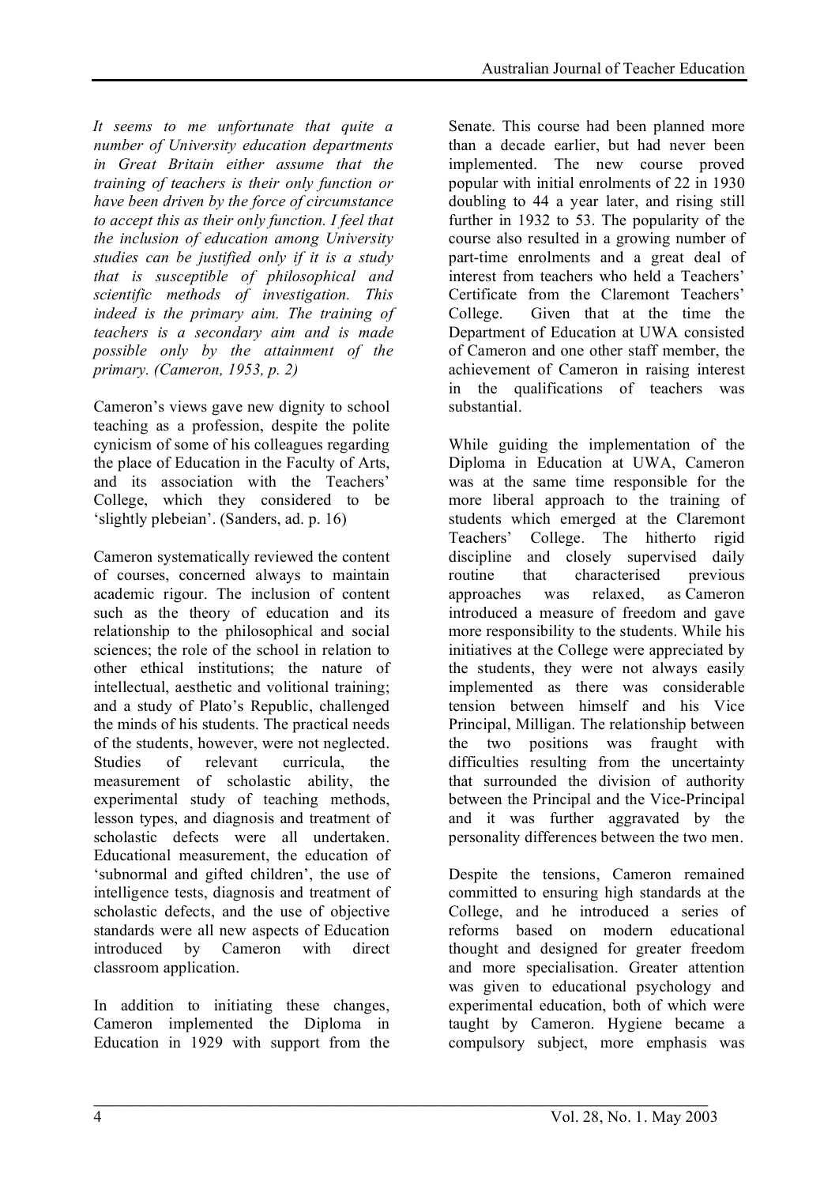*It seems to me unfortunate that quite a number of University education departments in Great Britain either assume that the training of teachers is their only function or have been driven by the force of circumstance to accept this as their only function. I feel that the inclusion of education among University studies can be justified only if it is a study that is susceptible of philosophical and scientific methods of investigation. This indeed is the primary aim. The training of teachers is a secondary aim and is made possible only by the attainment of the primary. (Cameron, 1953, p. 2)*

Cameron's views gave new dignity to school teaching as a profession, despite the polite cynicism of some of his colleagues regarding the place of Education in the Faculty of Arts, and its association with the Teachers' College, which they considered to be 'slightly plebeian'. (Sanders, ad. p. 16)

Cameron systematically reviewed the content of courses, concerned always to maintain academic rigour. The inclusion of content such as the theory of education and its relationship to the philosophical and social sciences; the role of the school in relation to other ethical institutions; the nature of intellectual, aesthetic and volitional training; and a study of Plato's Republic, challenged the minds of his students. The practical needs of the students, however, were not neglected. Studies of relevant curricula, the measurement of scholastic ability, the experimental study of teaching methods, lesson types, and diagnosis and treatment of scholastic defects were all undertaken. Educational measurement, the education of 'subnormal and gifted children', the use of intelligence tests, diagnosis and treatment of scholastic defects, and the use of objective standards were all new aspects of Education introduced by Cameron with direct classroom application.

In addition to initiating these changes, Cameron implemented the Diploma in Education in 1929 with support from the Senate. This course had been planned more than a decade earlier, but had never been implemented. The new course proved popular with initial enrolments of 22 in 1930 doubling to 44 a year later, and rising still further in 1932 to 53. The popularity of the course also resulted in a growing number of part-time enrolments and a great deal of interest from teachers who held a Teachers' Certificate from the Claremont Teachers' College. Given that at the time the Department of Education at UWA consisted of Cameron and one other staff member, the achievement of Cameron in raising interest in the qualifications of teachers was substantial.

While guiding the implementation of the Diploma in Education at UWA, Cameron was at the same time responsible for the more liberal approach to the training of students which emerged at the Claremont Teachers' College. The hitherto rigid discipline and closely supervised daily routine that characterised previous approaches was relaxed, as Cameron introduced a measure of freedom and gave more responsibility to the students. While his initiatives at the College were appreciated by the students, they were not always easily implemented as there was considerable tension between himself and his Vice Principal, Milligan. The relationship between the two positions was fraught with difficulties resulting from the uncertainty that surrounded the division of authority between the Principal and the Vice-Principal and it was further aggravated by the personality differences between the two men.

Despite the tensions, Cameron remained committed to ensuring high standards at the College, and he introduced a series of reforms based on modern educational thought and designed for greater freedom and more specialisation. Greater attention was given to educational psychology and experimental education, both of which were taught by Cameron. Hygiene became a compulsory subject, more emphasis was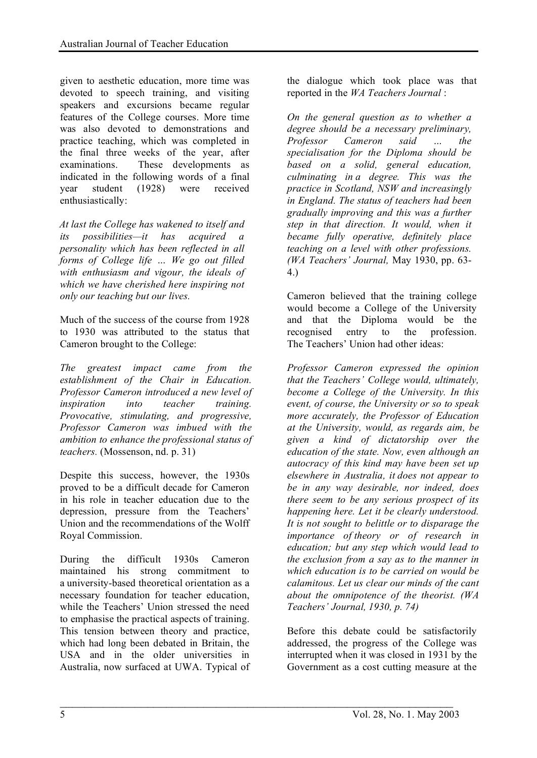given to aesthetic education, more time was devoted to speech training, and visiting speakers and excursions became regular features of the College courses. More time was also devoted to demonstrations and practice teaching, which was completed in the final three weeks of the year, after examinations. These developments as indicated in the following words of a final year student (1928) were received enthusiastically:

*At last the College has wakened to itself and its possibilities—it has acquired a personality which has been reflected in all forms of College life ... We go out filled with enthusiasm and vigour, the ideals of which we have cherished here inspiring not only our teaching but our lives.*

Much of the success of the course from 1928 to 1930 was attributed to the status that Cameron brought to the College:

*The greatest impact came from the establishment of the Chair in Education. Professor Cameron introduced a new level of inspiration into teacher training. Provocative, stimulating, and progressive, Professor Cameron was imbued with the ambition to enhance the professional status of teachers.* (Mossenson, nd. p. 31)

Despite this success, however, the 1930s proved to be a difficult decade for Cameron in his role in teacher education due to the depression, pressure from the Teachers' Union and the recommendations of the Wolff Royal Commission.

During the difficult 1930s Cameron maintained his strong commitment to a university-based theoretical orientation as a necessary foundation for teacher education, while the Teachers' Union stressed the need to emphasise the practical aspects of training. This tension between theory and practice, which had long been debated in Britain, the USA and in the older universities in Australia, now surfaced at UWA. Typical of the dialogue which took place was that reported in the *WA Teachers Journal* :

*On the general question as to whether a degree should be a necessary preliminary, Professor Cameron said ... the specialisation for the Diploma should be based on a solid, general education, culminating in a degree. This was the practice in Scotland, NSW and increasingly in England. The status of teachers had been gradually improving and this was a further step in that direction. It would, when it became fully operative, definitely place teaching on a level with other professions. (WA Teachers' Journal,* May 1930, pp. 63-4.)

Cameron believed that the training college would become a College of the University and that the Diploma would be the recognised entry to the profession. The Teachers' Union had other ideas:

*Professor Cameron expressed the opinion that the Teachers' College would, ultimately, become a College of the University. In this event, of course, the University or so to speak more accurately, the Professor of Education at the University, would, as regards aim, be given a kind of dictatorship over the education of the state. Now, even although an autocracy of this kind may have been set up elsewhere in Australia, it does not appear to be in any way desirable, nor indeed, does there seem to be any serious prospect of its happening here. Let it be clearly understood. It is not sought to belittle or to disparage the importance of theory or of research in education; but any step which would lead to the exclusion from a say as to the manner in which education is to be carried on would be calamitous. Let us clear our minds of the cant about the omnipotence of the theorist. (WA Teachers' Journal, 1930, p. 74)*

Before this debate could be satisfactorily addressed, the progress of the College was interrupted when it was closed in 1931 by the Government as a cost cutting measure at the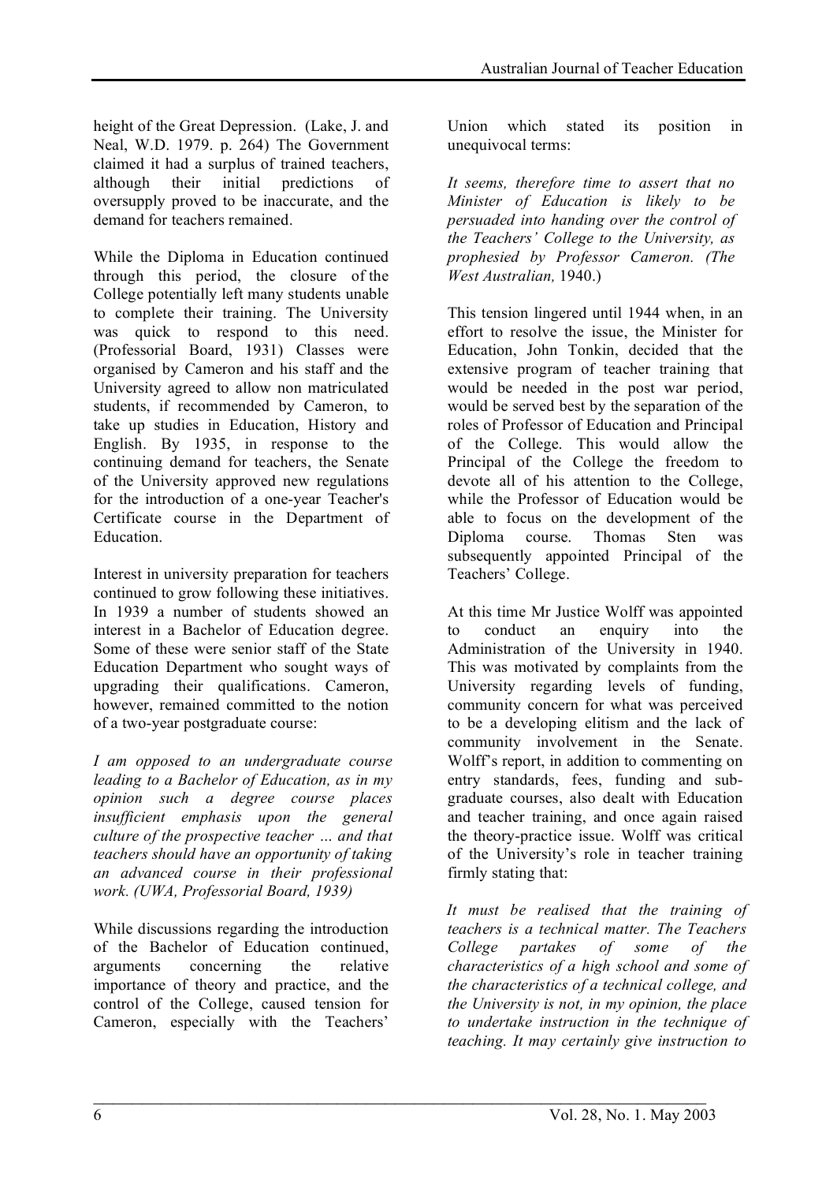height of the Great Depression. (Lake, J. and Neal, W.D. 1979. p. 264) The Government claimed it had a surplus of trained teachers, although their initial predictions of oversupply proved to be inaccurate, and the demand for teachers remained.

While the Diploma in Education continued through this period, the closure of the College potentially left many students unable to complete their training. The University was quick to respond to this need. (Professorial Board, 1931) Classes were organised by Cameron and his staff and the University agreed to allow non matriculated students, if recommended by Cameron, to take up studies in Education, History and English. By 1935, in response to the continuing demand for teachers, the Senate of the University approved new regulations for the introduction of a one-year Teacher's Certificate course in the Department of Education.

Interest in university preparation for teachers continued to grow following these initiatives. In 1939 a number of students showed an interest in a Bachelor of Education degree. Some of these were senior staff of the State Education Department who sought ways of upgrading their qualifications. Cameron, however, remained committed to the notion of a two-year postgraduate course:

*I am opposed to an undergraduate course leading to a Bachelor of Education, as in my opinion such a degree course places insufficient emphasis upon the general culture of the prospective teacher … and that teachers should have an opportunity of taking an advanced course in their professional work. (UWA, Professorial Board, 1939)*

While discussions regarding the introduction of the Bachelor of Education continued, arguments concerning the relative importance of theory and practice, and the control of the College, caused tension for Cameron, especially with the Teachers' Union which stated its position in unequivocal terms:

*It seems, therefore time to assert that no Minister of Education is likely to be persuaded into handing over the control of the Teachers' College to the University, as prophesied by Professor Cameron. (The West Australian,* 1940.)

This tension lingered until 1944 when, in an effort to resolve the issue, the Minister for Education, John Tonkin, decided that the extensive program of teacher training that would be needed in the post war period, would be served best by the separation of the roles of Professor of Education and Principal of the College. This would allow the Principal of the College the freedom to devote all of his attention to the College, while the Professor of Education would be able to focus on the development of the Diploma course. Thomas Sten was subsequently appointed Principal of the Teachers' College.

At this time Mr Justice Wolff was appointed to conduct an enquiry into the Administration of the University in 1940. This was motivated by complaints from the University regarding levels of funding, community concern for what was perceived to be a developing elitism and the lack of community involvement in the Senate. Wolff's report, in addition to commenting on entry standards, fees, funding and sub-graduate courses, also dealt with Education and teacher training, and once again raised the theory-practice issue. Wolff was critical of the University's role in teacher training firmly stating that:

*It must be realised that the training of teachers is a technical matter. The Teachers College partakes of some of the characteristics of a high school and some of the characteristics of a technical college, and the University is not, in my opinion, the place to undertake instruction in the technique of teaching. It may certainly give instruction to*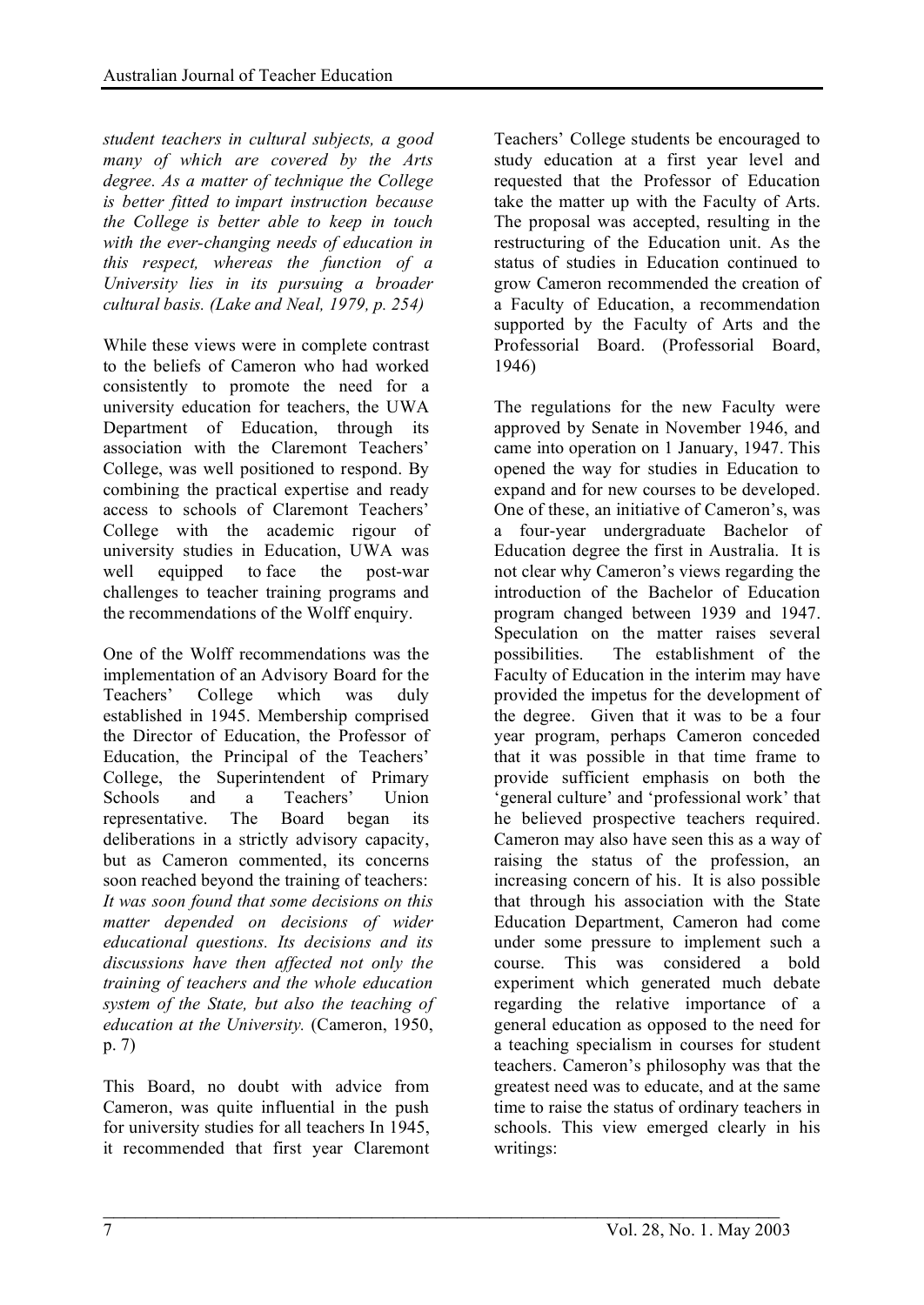*student teachers in cultural subjects, a good many of which are covered by the Arts degree. As a matter of technique the College is better fitted to impart instruction because the College is better able to keep in touch with the ever-changing needs of education in this respect, whereas the function of a University lies in its pursuing a broader cultural basis. (Lake and Neal, 1979, p. 254)*

While these views were in complete contrast to the beliefs of Cameron who had worked consistently to promote the need for a university education for teachers, the UWA Department of Education, through its association with the Claremont Teachers' College, was well positioned to respond. By combining the practical expertise and ready access to schools of Claremont Teachers' College with the academic rigour of university studies in Education, UWA was well equipped to face the post-war challenges to teacher training programs and the recommendations of the Wolff enquiry.

One of the Wolff recommendations was the implementation of an Advisory Board for the Teachers' College which was duly established in 1945. Membership comprised the Director of Education, the Professor of Education, the Principal of the Teachers' College, the Superintendent of Primary Schools and a Teachers' Union representative. The Board began its deliberations in a strictly advisory capacity, but as Cameron commented, its concerns soon reached beyond the training of teachers:

*It was soon found that some decisions on this matter depended on decisions of wider educational questions. Its decisions and its discussions have then affected not only the training of teachers and the whole education system of the State, but also the teaching of education at the University.* (Cameron, 1950, p. 7)

This Board, no doubt with advice from Cameron, was quite influential in the push for university studies for all teachers In 1945, it recommended that first year Claremont Teachers' College students be encouraged to study education at a first year level and requested that the Professor of Education take the matter up with the Faculty of Arts. The proposal was accepted, resulting in the restructuring of the Education unit. As the status of studies in Education continued to grow Cameron recommended the creation of a Faculty of Education, a recommendation supported by the Faculty of Arts and the Professorial Board. (Professorial Board, 1946)

The regulations for the new Faculty were approved by Senate in November 1946, and came into operation on 1 January, 1947. This opened the way for studies in Education to expand and for new courses to be developed. One of these, an initiative of Cameron's, was a four-year undergraduate Bachelor of Education degree the first in Australia. It is not clear why Cameron's views regarding the introduction of the Bachelor of Education program changed between 1939 and 1947. Speculation on the matter raises several possibilities. The establishment of the Faculty of Education in the interim may have provided the impetus for the development of the degree. Given that it was to be a four year program, perhaps Cameron conceded that it was possible in that time frame to provide sufficient emphasis on both the 'general culture' and 'professional work' that he believed prospective teachers required. Cameron may also have seen this as a way of raising the status of the profession, an increasing concern of his. It is also possible that through his association with the State Education Department, Cameron had come under some pressure to implement such a course. This was considered a bold experiment which generated much debate regarding the relative importance of a general education as opposed to the need for a teaching specialism in courses for student teachers. Cameron's philosophy was that the greatest need was to educate, and at the same time to raise the status of ordinary teachers in schools. This view emerged clearly in his writings: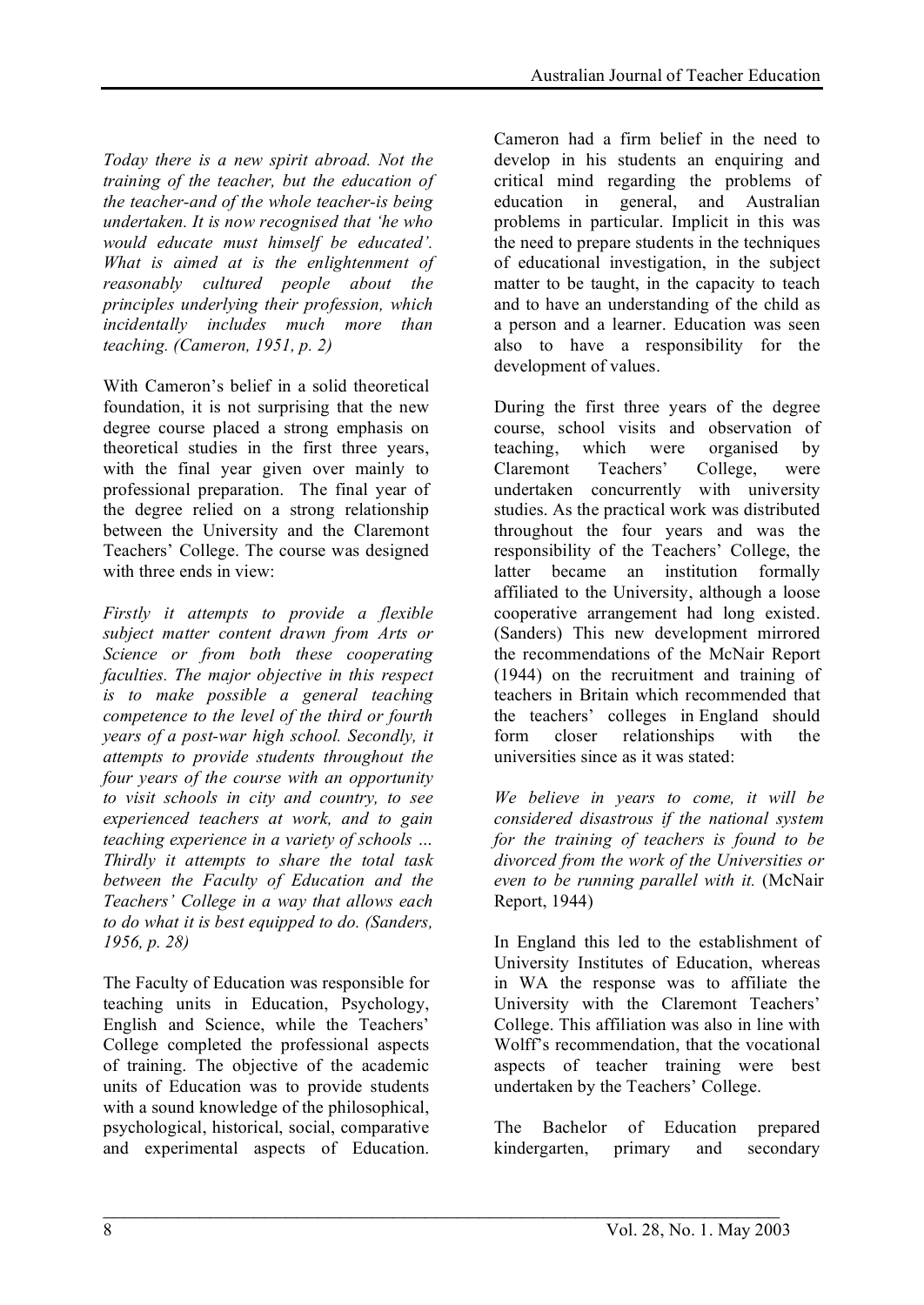*Today there is a new spirit abroad. Not the training of the teacher, but the education of the teacher-and of the whole teacher-is being undertaken. It is now recognised that 'he who would educate must himself be educated'. What is aimed at is the enlightenment of reasonably cultured people about the principles underlying their profession, which incidentally includes much more than teaching. (Cameron, 1951, p. 2)*

With Cameron's belief in a solid theoretical foundation, it is not surprising that the new degree course placed a strong emphasis on theoretical studies in the first three years, with the final year given over mainly to professional preparation. The final year of the degree relied on a strong relationship between the University and the Claremont Teachers' College. The course was designed with three ends in view:

*Firstly it attempts to provide a flexible subject matter content drawn from Arts or Science or from both these cooperating faculties. The major objective in this respect is to make possible a general teaching competence to the level of the third or fourth years of a post-war high school. Secondly, it attempts to provide students throughout the four years of the course with an opportunity to visit schools in city and country, to see experienced teachers at work, and to gain teaching experience in a variety of schools … Thirdly it attempts to share the total task between the Faculty of Education and the Teachers' College in a way that allows each to do what it is best equipped to do. (Sanders, 1956, p. 28)*

The Faculty of Education was responsible for teaching units in Education, Psychology, English and Science, while the Teachers' College completed the professional aspects of training. The objective of the academic units of Education was to provide students with a sound knowledge of the philosophical, psychological, historical, social, comparative and experimental aspects of Education. Cameron had a firm belief in the need to develop in his students an enquiring and critical mind regarding the problems of education in general, and Australian problems in particular. Implicit in this was the need to prepare students in the techniques of educational investigation, in the subject matter to be taught, in the capacity to teach and to have an understanding of the child as a person and a learner. Education was seen also to have a responsibility for the development of values.

During the first three years of the degree course, school visits and observation of teaching, which were organised by Claremont Teachers' College, were undertaken concurrently with university studies. As the practical work was distributed throughout the four years and was the responsibility of the Teachers' College, the latter became an institution formally affiliated to the University, although a loose cooperative arrangement had long existed. (Sanders) This new development mirrored the recommendations of the McNair Report (1944) on the recruitment and training of teachers in Britain which recommended that the teachers' colleges in England should form closer relationships with the universities since as it was stated:

*We believe in years to come, it will be considered disastrous if the national system for the training of teachers is found to be divorced from the work of the Universities or even to be running parallel with it.* (McNair Report, 1944)

In England this led to the establishment of University Institutes of Education, whereas in WA the response was to affiliate the University with the Claremont Teachers' College. This affiliation was also in line with Wolff's recommendation, that the vocational aspects of teacher training were best undertaken by the Teachers' College.

The Bachelor of Education prepared kindergarten, primary and secondary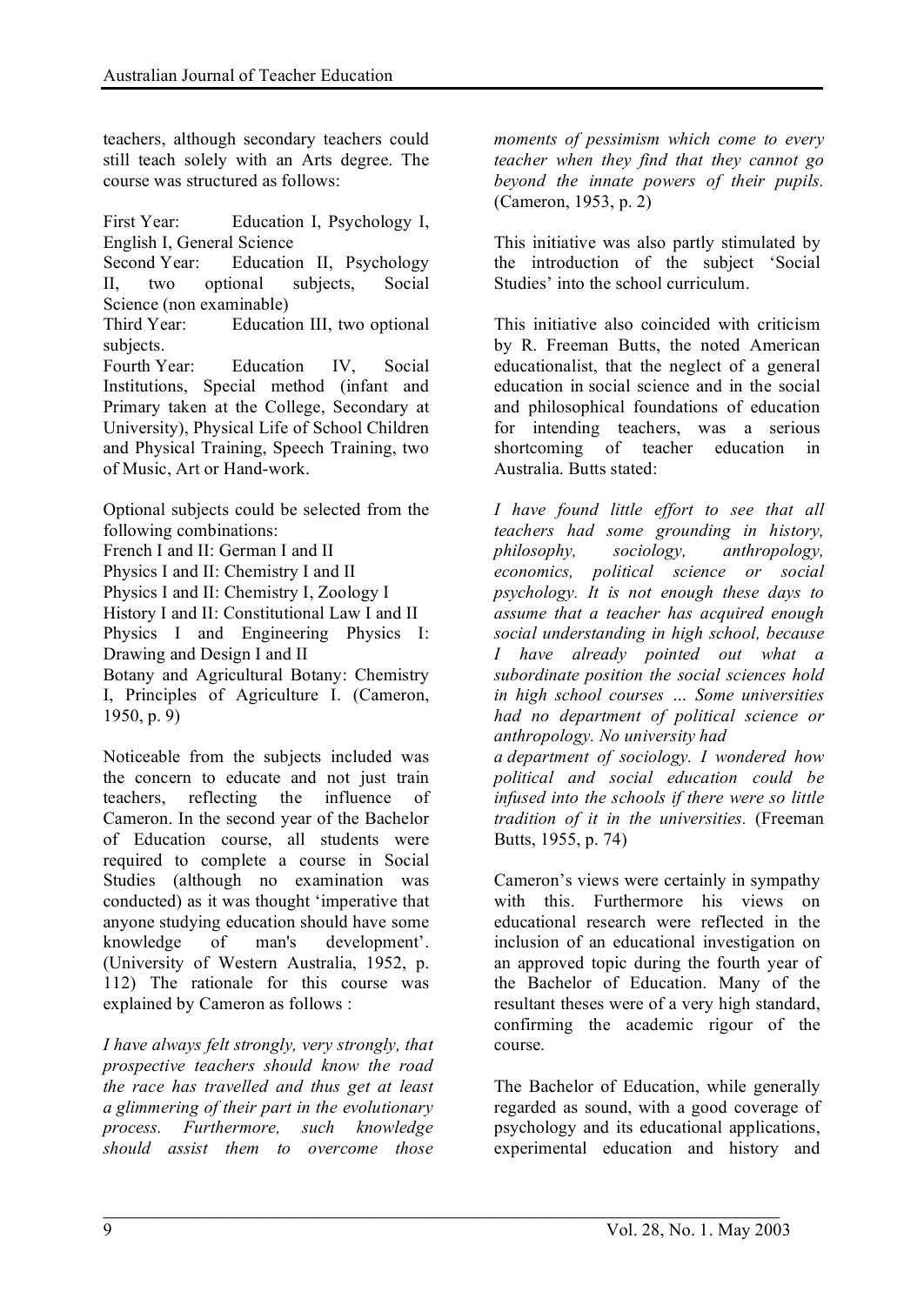teachers, although secondary teachers could still teach solely with an Arts degree. The course was structured as follows:

First Year: Education I, Psychology I, English I, General Science

Second Year: Education II, Psychology II, two optional subjects, Social Science (non examinable)

Third Year: Education III, two optional subjects.

Fourth Year: Education IV, Social Institutions, Special method (infant and Primary taken at the College, Secondary at University), Physical Life of School Children and Physical Training, Speech Training, two of Music, Art or Hand-work.

Optional subjects could be selected from the following combinations:

French I and II: German I and II

Physics I and II: Chemistry I and II

Physics I and II: Chemistry I, Zoology I

History I and II: Constitutional Law I and II

Physics I and Engineering Physics I: Drawing and Design I and II

Botany and Agricultural Botany: Chemistry I, Principles of Agriculture I. (Cameron, 1950, p. 9)

Noticeable from the subjects included was the concern to educate and not just train teachers, reflecting the influence of Cameron. In the second year of the Bachelor of Education course, all students were required to complete a course in Social Studies (although no examination was conducted) as it was thought 'imperative that anyone studying education should have some knowledge of man's development'. (University of Western Australia, 1952, p. 112) The rationale for this course was explained by Cameron as follows :

*I have always felt strongly, very strongly, that prospective teachers should know the road the race has travelled and thus get at least a glimmering of their part in the evolutionary process. Furthermore, such knowledge should assist them to overcome those moments of pessimism which come to every teacher when they find that they cannot go beyond the innate powers of their pupils.* (Cameron, 1953, p. 2)

This initiative was also partly stimulated by the introduction of the subject 'Social Studies' into the school curriculum.

This initiative also coincided with criticism by R. Freeman Butts, the noted American educationalist, that the neglect of a general education in social science and in the social and philosophical foundations of education for intending teachers, was a serious shortcoming of teacher education in Australia. Butts stated:

*I have found little effort to see that all teachers had some grounding in history, philosophy, sociology, anthropology, economics, political science or social psychology. It is not enough these days to assume that a teacher has acquired enough social understanding in high school, because I have already pointed out what a subordinate position the social sciences hold in high school courses ... Some universities had no department of political science or anthropology. No university had a department of sociology. I wondered how political and social education could be infused into the schools if there were so little tradition of it in the universities.* (Freeman Butts, 1955, p. 74)

Cameron's views were certainly in sympathy with this. Furthermore his views on educational research were reflected in the inclusion of an educational investigation on an approved topic during the fourth year of the Bachelor of Education. Many of the resultant theses were of a very high standard, confirming the academic rigour of the course.

The Bachelor of Education, while generally regarded as sound, with a good coverage of psychology and its educational applications, experimental education and history and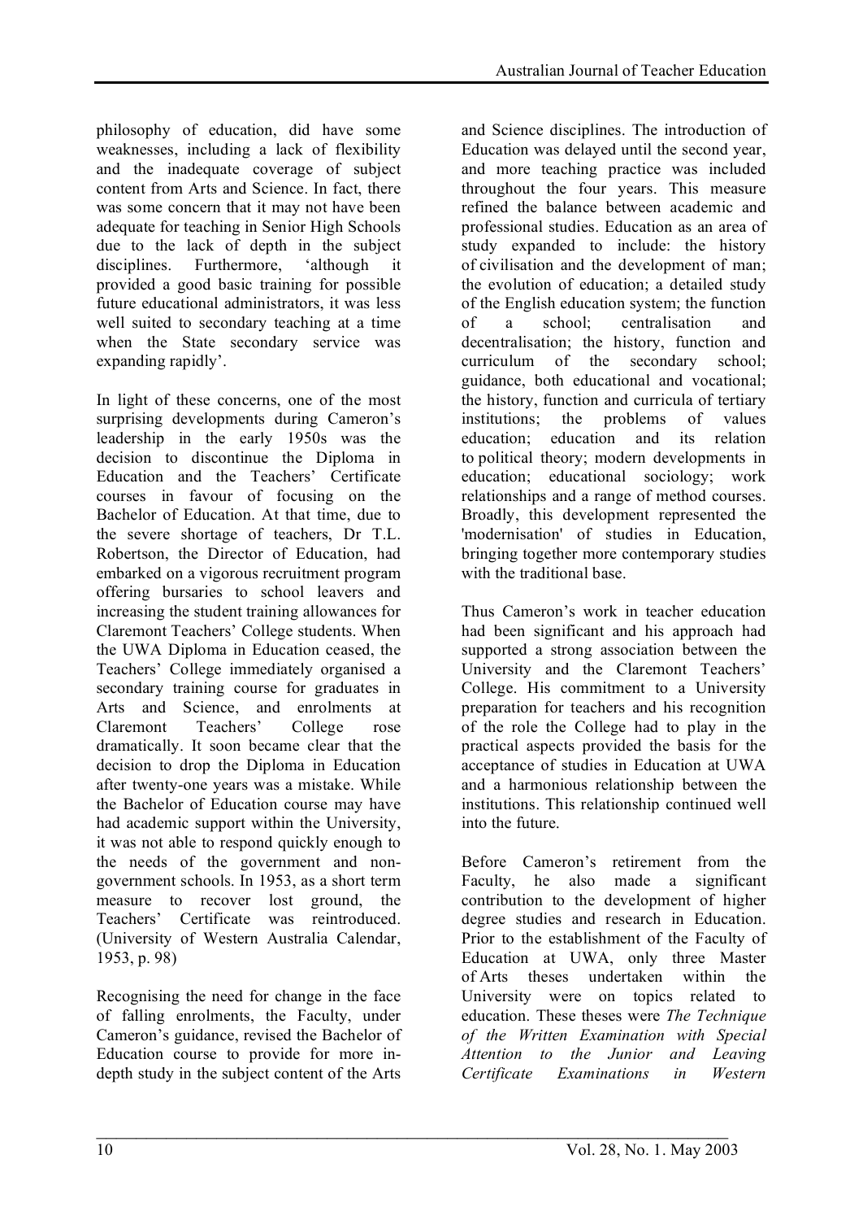philosophy of education, did have some weaknesses, including a lack of flexibility and the inadequate coverage of subject content from Arts and Science. In fact, there was some concern that it may not have been adequate for teaching in Senior High Schools due to the lack of depth in the subject disciplines. Furthermore, 'although it provided a good basic training for possible future educational administrators, it was less well suited to secondary teaching at a time when the State secondary service was expanding rapidly'.

In light of these concerns, one of the most surprising developments during Cameron's leadership in the early 1950s was the decision to discontinue the Diploma in Education and the Teachers' Certificate courses in favour of focusing on the Bachelor of Education. At that time, due to the severe shortage of teachers, Dr T.L. Robertson, the Director of Education, had embarked on a vigorous recruitment program offering bursaries to school leavers and increasing the student training allowances for Claremont Teachers' College students. When the UWA Diploma in Education ceased, the Teachers' College immediately organised a secondary training course for graduates in Arts and Science, and enrolments at Claremont Teachers' College rose dramatically. It soon became clear that the decision to drop the Diploma in Education after twenty-one years was a mistake. While the Bachelor of Education course may have had academic support within the University, it was not able to respond quickly enough to the needs of the government and non-government schools. In 1953, as a short term measure to recover lost ground, the Teachers' Certificate was reintroduced. (University of Western Australia Calendar, 1953, p. 98)

Recognising the need for change in the face of falling enrolments, the Faculty, under Cameron's guidance, revised the Bachelor of Education course to provide for more in-depth study in the subject content of the Arts and Science disciplines. The introduction of Education was delayed until the second year, and more teaching practice was included throughout the four years. This measure refined the balance between academic and professional studies. Education as an area of study expanded to include: the history of civilisation and the development of man; the evolution of education; a detailed study of the English education system; the function of a school; centralisation and decentralisation; the history, function and curriculum of the secondary school; guidance, both educational and vocational; the history, function and curricula of tertiary institutions; the problems of values education; education and its relation to political theory; modern developments in education; educational sociology; work relationships and a range of method courses. Broadly, this development represented the 'modernisation' of studies in Education, bringing together more contemporary studies with the traditional base.

Thus Cameron's work in teacher education had been significant and his approach had supported a strong association between the University and the Claremont Teachers' College. His commitment to a University preparation for teachers and his recognition of the role the College had to play in the practical aspects provided the basis for the acceptance of studies in Education at UWA and a harmonious relationship between the institutions. This relationship continued well into the future.

Before Cameron's retirement from the Faculty, he also made a significant contribution to the development of higher degree studies and research in Education. Prior to the establishment of the Faculty of Education at UWA, only three Master of Arts theses undertaken within the University were on topics related to education. These theses were *The Technique of the Written Examination with Special Attention to the Junior and Leaving Certificate Examinations in Western*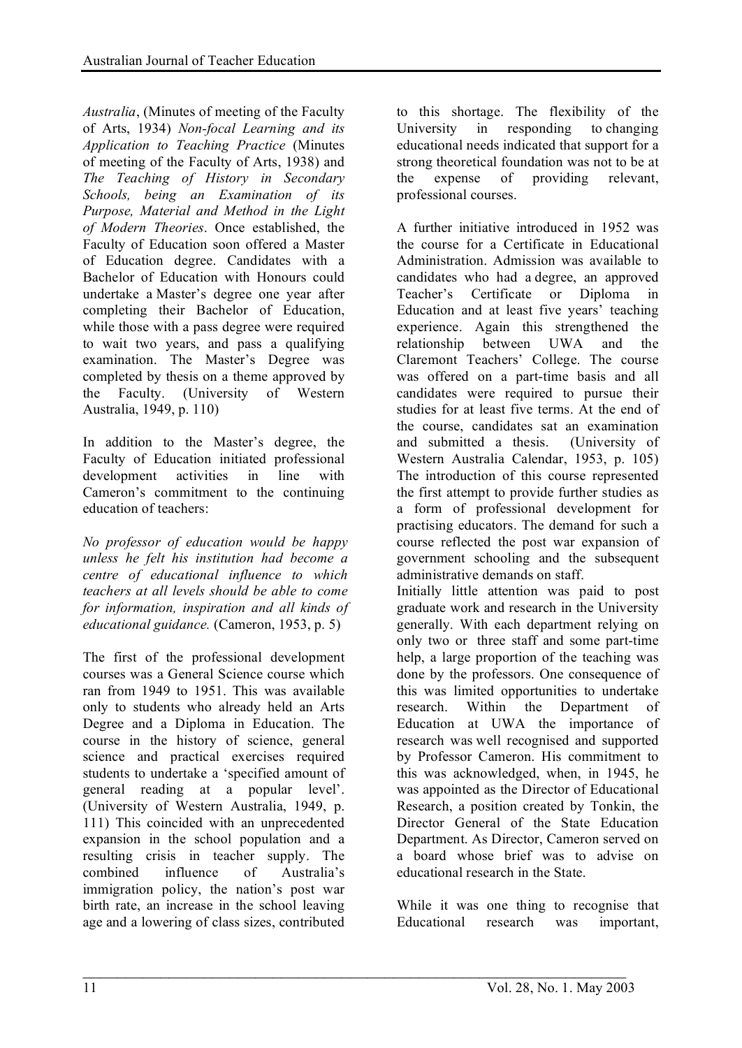*Australia*, (Minutes of meeting of the Faculty of Arts, 1934) *Non-focal Learning and its Application to Teaching Practice* (Minutes of meeting of the Faculty of Arts, 1938) and *The Teaching of History in Secondary Schools, being an Examination of its Purpose, Material and Method in the Light of Modern Theories*. Once established, the Faculty of Education soon offered a Master of Education degree. Candidates with a Bachelor of Education with Honours could undertake a Master's degree one year after completing their Bachelor of Education, while those with a pass degree were required to wait two years, and pass a qualifying examination. The Master's Degree was completed by thesis on a theme approved by the Faculty. (University of Western Australia, 1949, p. 110)

In addition to the Master's degree, the Faculty of Education initiated professional development activities in line with Cameron's commitment to the continuing education of teachers:

*No professor of education would be happy unless he felt his institution had become a centre of educational influence to which teachers at all levels should be able to come for information, inspiration and all kinds of educational guidance.* (Cameron, 1953, p. 5)

The first of the professional development courses was a General Science course which ran from 1949 to 1951. This was available only to students who already held an Arts Degree and a Diploma in Education. The course in the history of science, general science and practical exercises required students to undertake a 'specified amount of general reading at a popular level'. (University of Western Australia, 1949, p. 111) This coincided with an unprecedented expansion in the school population and a resulting crisis in teacher supply. The combined influence of Australia's immigration policy, the nation's post war birth rate, an increase in the school leaving age and a lowering of class sizes, contributed to this shortage. The flexibility of the University in responding to changing educational needs indicated that support for a strong theoretical foundation was not to be at the expense of providing relevant, professional courses.

A further initiative introduced in 1952 was the course for a Certificate in Educational Administration. Admission was available to candidates who had a degree, an approved Teacher's Certificate or Diploma in Education and at least five years' teaching experience. Again this strengthened the relationship between UWA and the Claremont Teachers' College. The course was offered on a part-time basis and all candidates were required to pursue their studies for at least five terms. At the end of the course, candidates sat an examination and submitted a thesis. (University of Western Australia Calendar, 1953, p. 105) The introduction of this course represented the first attempt to provide further studies as a form of professional development for practising educators. The demand for such a course reflected the post war expansion of government schooling and the subsequent administrative demands on staff.

Initially little attention was paid to post graduate work and research in the University generally. With each department relying on only two or three staff and some part-time help, a large proportion of the teaching was done by the professors. One consequence of this was limited opportunities to undertake research. Within the Department of Education at UWA the importance of research was well recognised and supported by Professor Cameron. His commitment to this was acknowledged, when, in 1945, he was appointed as the Director of Educational Research, a position created by Tonkin, the Director General of the State Education Department. As Director, Cameron served on a board whose brief was to advise on educational research in the State.

While it was one thing to recognise that Educational research was important,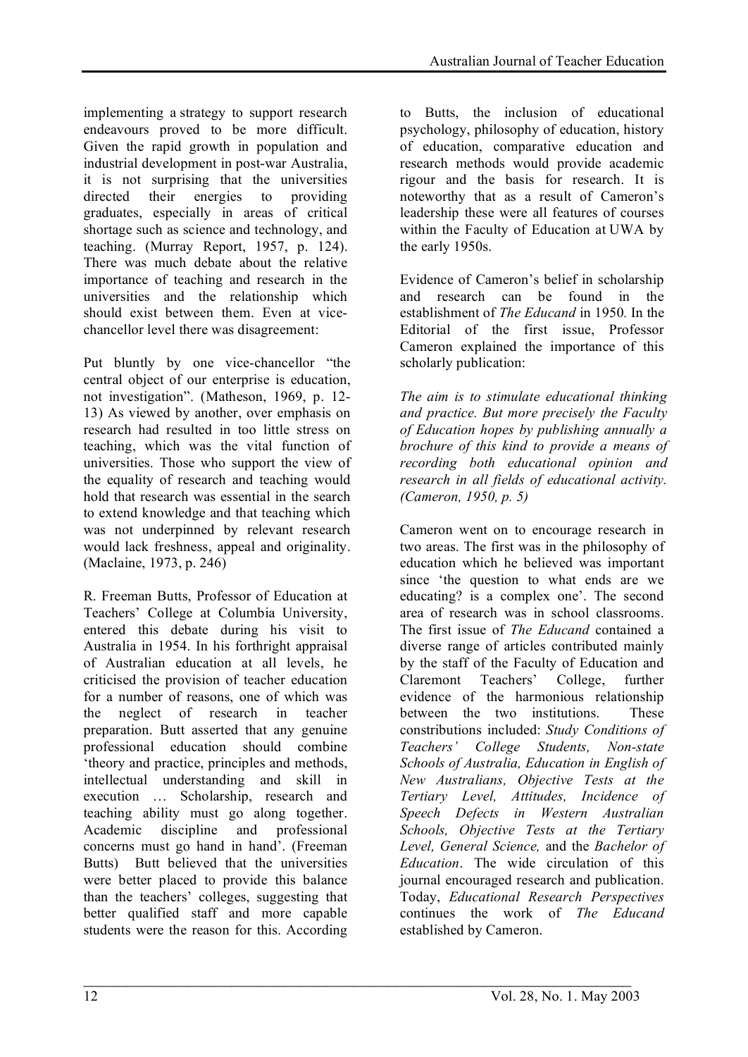implementing a strategy to support research endeavours proved to be more difficult. Given the rapid growth in population and industrial development in post-war Australia, it is not surprising that the universities directed their energies to providing graduates, especially in areas of critical shortage such as science and technology, and teaching. (Murray Report, 1957, p. 124). There was much debate about the relative importance of teaching and research in the universities and the relationship which should exist between them. Even at vice-chancellor level there was disagreement:

Put bluntly by one vice-chancellor "the central object of our enterprise is education, not investigation". (Matheson, 1969, p. 12-13) As viewed by another, over emphasis on research had resulted in too little stress on teaching, which was the vital function of universities. Those who support the view of the equality of research and teaching would hold that research was essential in the search to extend knowledge and that teaching which was not underpinned by relevant research would lack freshness, appeal and originality. (Maclaine, 1973, p. 246)

R. Freeman Butts, Professor of Education at Teachers' College at Columbia University, entered this debate during his visit to Australia in 1954. In his forthright appraisal of Australian education at all levels, he criticised the provision of teacher education for a number of reasons, one of which was the neglect of research in teacher preparation. Butt asserted that any genuine professional education should combine 'theory and practice, principles and methods, intellectual understanding and skill in execution … Scholarship, research and teaching ability must go along together. Academic discipline and professional concerns must go hand in hand'. (Freeman Butts) Butt believed that the universities were better placed to provide this balance than the teachers' colleges, suggesting that better qualified staff and more capable students were the reason for this. According to Butts, the inclusion of educational psychology, philosophy of education, history of education, comparative education and research methods would provide academic rigour and the basis for research. It is noteworthy that as a result of Cameron's leadership these were all features of courses within the Faculty of Education at UWA by the early 1950s.

Evidence of Cameron's belief in scholarship and research can be found in the establishment of *The Educand* in 1950. In the Editorial of the first issue, Professor Cameron explained the importance of this scholarly publication:

*The aim is to stimulate educational thinking and practice. But more precisely the Faculty of Education hopes by publishing annually a brochure of this kind to provide a means of recording both educational opinion and research in all fields of educational activity. (Cameron, 1950, p. 5)*

Cameron went on to encourage research in two areas. The first was in the philosophy of education which he believed was important since 'the question to what ends are we educating? is a complex one'. The second area of research was in school classrooms. The first issue of *The Educand* contained a diverse range of articles contributed mainly by the staff of the Faculty of Education and Claremont Teachers' College, further evidence of the harmonious relationship between the two institutions. These constributions included: *Study Conditions of Teachers' College Students, Non-state Schools of Australia, Education in English of New Australians, Objective Tests at the Tertiary Level, Attitudes, Incidence of Speech Defects in Western Australian Schools, Objective Tests at the Tertiary Level, General Science,* and the *Bachelor of Education*. The wide circulation of this journal encouraged research and publication. Today, *Educational Research Perspectives* continues the work of *The Educand* established by Cameron.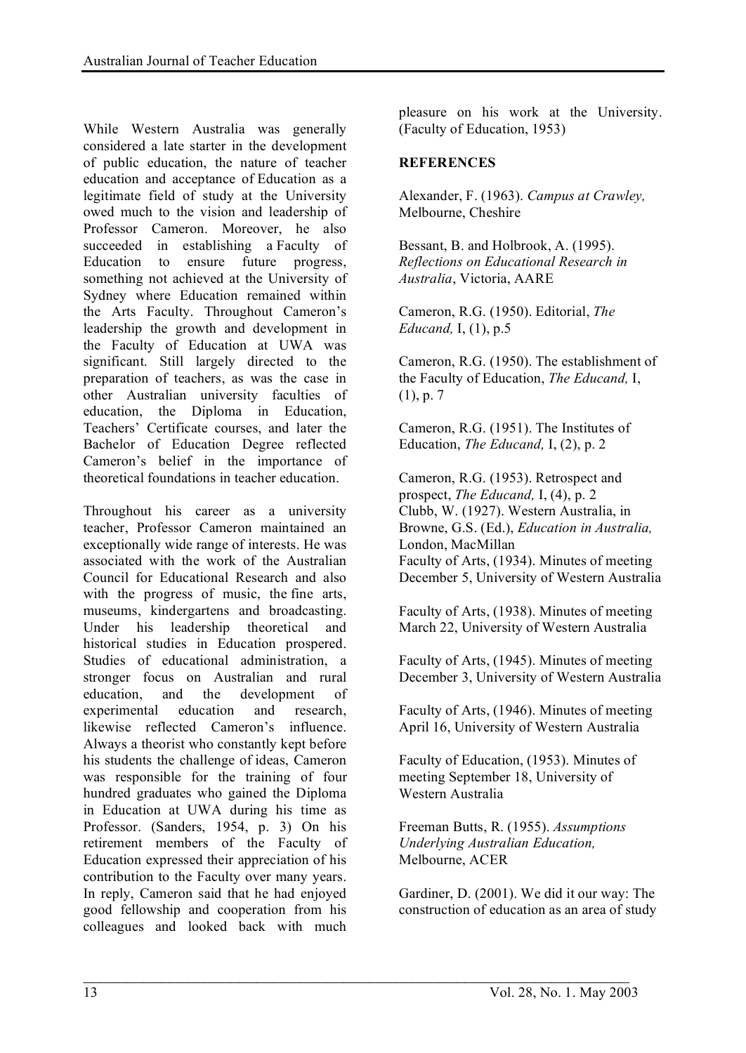While Western Australia was generally considered a late starter in the development of public education, the nature of teacher education and acceptance of Education as a legitimate field of study at the University owed much to the vision and leadership of Professor Cameron. Moreover, he also succeeded in establishing a Faculty of Education to ensure future progress, something not achieved at the University of Sydney where Education remained within the Arts Faculty. Throughout Cameron's leadership the growth and development in the Faculty of Education at UWA was significant. Still largely directed to the preparation of teachers, as was the case in other Australian university faculties of education, the Diploma in Education, Teachers' Certificate courses, and later the Bachelor of Education Degree reflected Cameron's belief in the importance of theoretical foundations in teacher education.

Throughout his career as a university teacher, Professor Cameron maintained an exceptionally wide range of interests. He was associated with the work of the Australian Council for Educational Research and also with the progress of music, the fine arts, museums, kindergartens and broadcasting. Under his leadership theoretical and historical studies in Education prospered. Studies of educational administration, a stronger focus on Australian and rural education, and the development of experimental education and research, likewise reflected Cameron's influence. Always a theorist who constantly kept before his students the challenge of ideas, Cameron was responsible for the training of four hundred graduates who gained the Diploma in Education at UWA during his time as Professor. (Sanders, 1954, p. 3) On his retirement members of the Faculty of Education expressed their appreciation of his contribution to the Faculty over many years. In reply, Cameron said that he had enjoyed good fellowship and cooperation from his colleagues and looked back with much pleasure on his work at the University. (Faculty of Education, 1953)

**REFERENCES**

Alexander, F. (1963). *Campus at Crawley,* Melbourne, Cheshire

Bessant, B. and Holbrook, A. (1995). *Reflections on Educational Research in Australia*, Victoria, AARE

Cameron, R.G. (1950). Editorial, *The Educand,* I, (1), p.5

Cameron, R.G. (1950). The establishment of the Faculty of Education, *The Educand,* I, (1), p. 7

Cameron, R.G. (1951). The Institutes of Education, *The Educand,* I, (2), p. 2

Cameron, R.G. (1953). Retrospect and prospect, *The Educand,* I, (4), p. 2

Clubb, W. (1927). Western Australia, in Browne, G.S. (Ed.), *Education in Australia,* London, MacMillan

Faculty of Arts, (1934). Minutes of meeting December 5, University of Western Australia

Faculty of Arts, (1938). Minutes of meeting March 22, University of Western Australia

Faculty of Arts, (1945). Minutes of meeting December 3, University of Western Australia

Faculty of Arts, (1946). Minutes of meeting April 16, University of Western Australia

Faculty of Education, (1953). Minutes of meeting September 18, University of Western Australia

Freeman Butts, R. (1955). *Assumptions Underlying Australian Education,* Melbourne, ACER

Gardiner, D. (2001). We did it our way: The construction of education as an area of study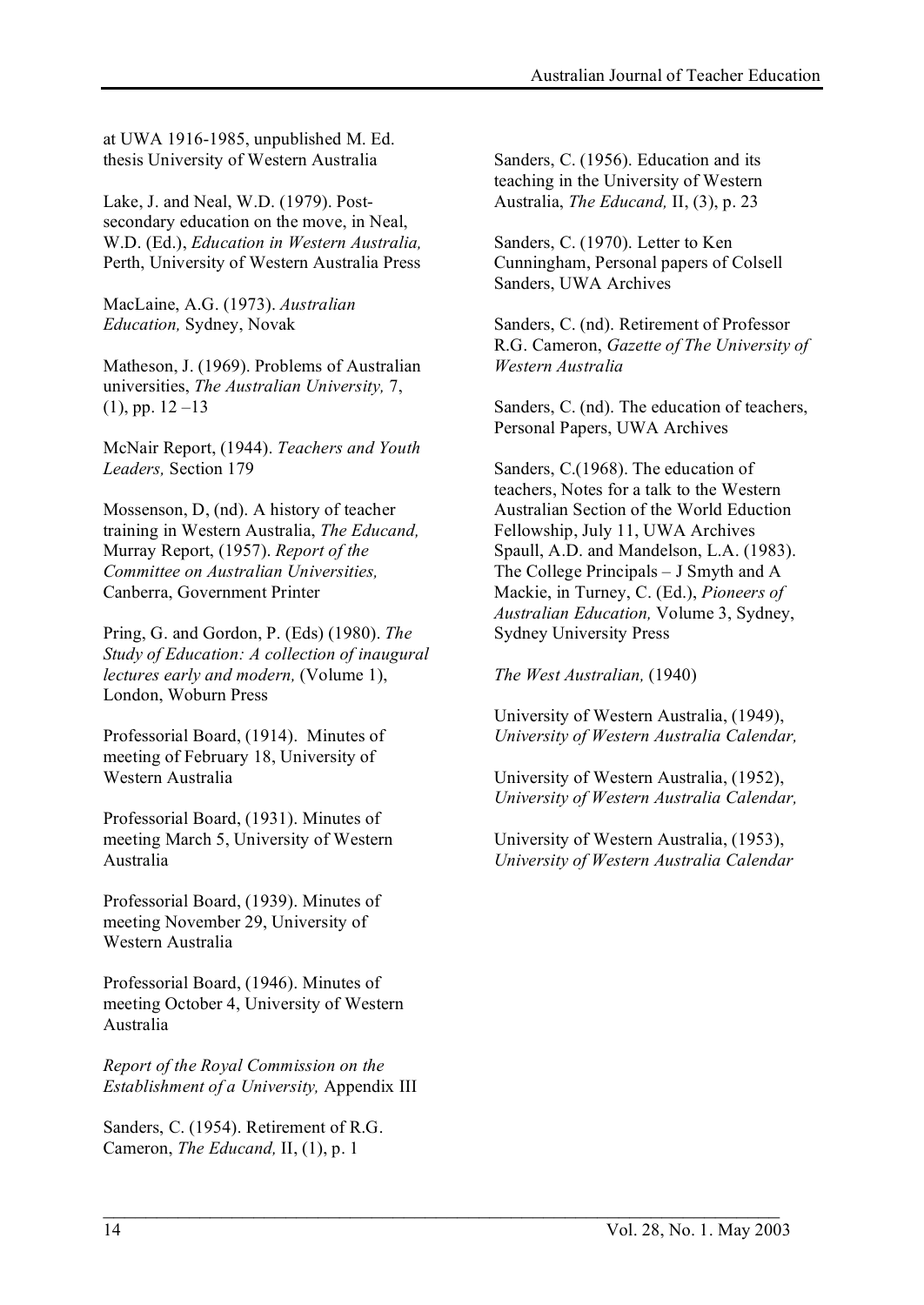at UWA 1916-1985, unpublished M. Ed. thesis University of Western Australia

Lake, J. and Neal, W.D. (1979). Post-secondary education on the move, in Neal, W.D. (Ed.), *Education in Western Australia,* Perth, University of Western Australia Press

MacLaine, A.G. (1973). *Australian Education,* Sydney, Novak

Matheson, J. (1969). Problems of Australian universities, *The Australian University,* 7, (1), pp. 12 –13

McNair Report, (1944). *Teachers and Youth Leaders,* Section 179

Mossenson, D, (nd). A history of teacher training in Western Australia, *The Educand,*
Murray Report, (1957). *Report of the Committee on Australian Universities,* Canberra, Government Printer

Pring, G. and Gordon, P. (Eds) (1980). *The Study of Education: A collection of inaugural lectures early and modern,* (Volume 1), London, Woburn Press

Professorial Board, (1914). Minutes of meeting of February 18, University of Western Australia

Professorial Board, (1931). Minutes of meeting March 5, University of Western Australia

Professorial Board, (1939). Minutes of meeting November 29, University of Western Australia

Professorial Board, (1946). Minutes of meeting October 4, University of Western Australia

*Report of the Royal Commission on the Establishment of a University,* Appendix III

Sanders, C. (1954). Retirement of R.G. Cameron, *The Educand,* II, (1), p. 1

Sanders, C. (1956). Education and its teaching in the University of Western Australia, *The Educand,* II, (3), p. 23

Sanders, C. (1970). Letter to Ken Cunningham, Personal papers of Colsell Sanders, UWA Archives

Sanders, C. (nd). Retirement of Professor R.G. Cameron, *Gazette of The University of Western Australia*

Sanders, C. (nd). The education of teachers, Personal Papers, UWA Archives

Sanders, C.(1968). The education of teachers, Notes for a talk to the Western Australian Section of the World Eduction Fellowship, July 11, UWA Archives
Spaull, A.D. and Mandelson, L.A. (1983). The College Principals – J Smyth and A Mackie, in Turney, C. (Ed.), *Pioneers of Australian Education,* Volume 3, Sydney, Sydney University Press

*The West Australian,* (1940)

University of Western Australia, (1949), *University of Western Australia Calendar,*

University of Western Australia, (1952), *University of Western Australia Calendar,*

University of Western Australia, (1953), *University of Western Australia Calendar*